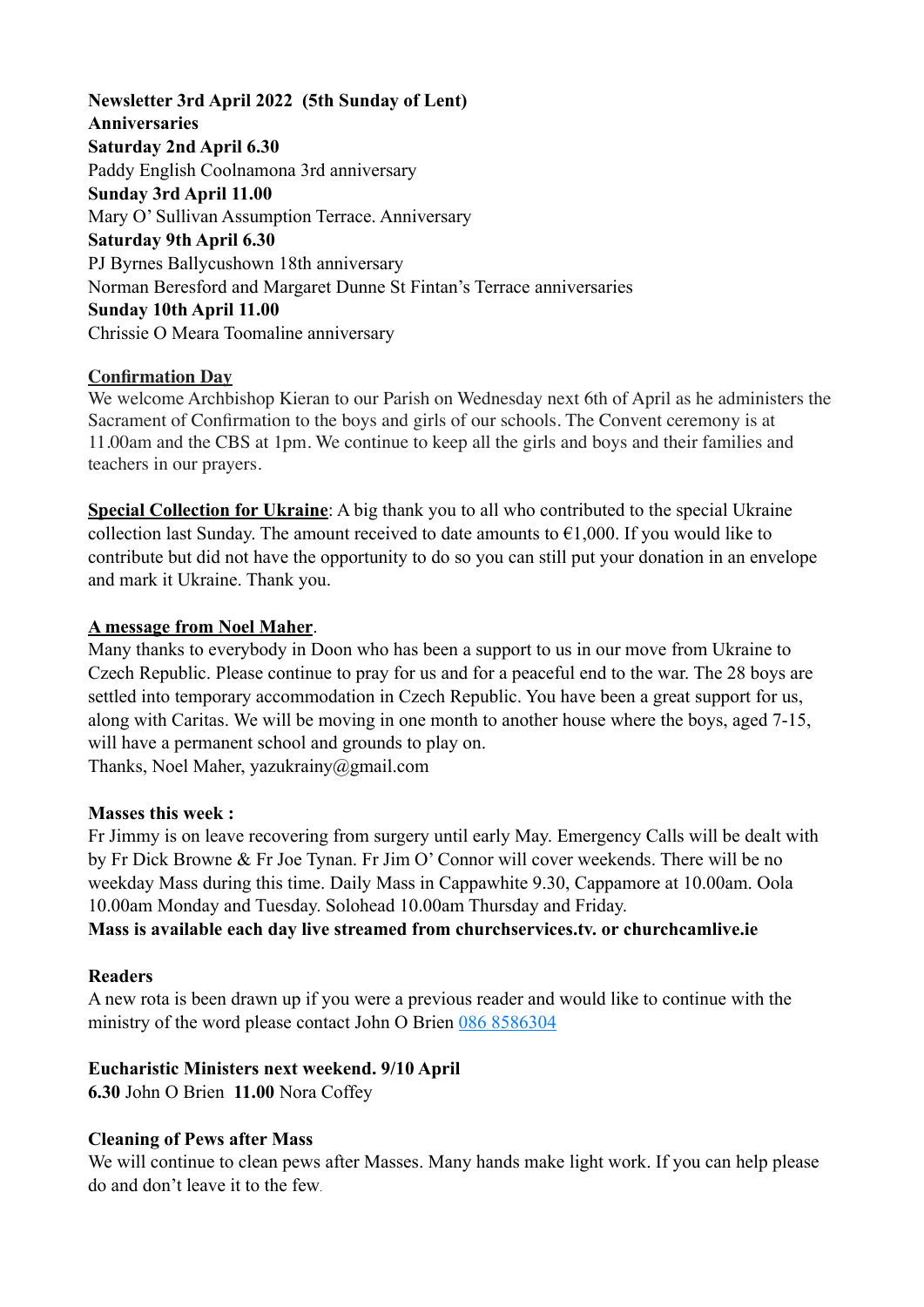**Newsletter 3rd April 2022  (5th Sunday of Lent)**
**Anniversaries**
**Saturday 2nd April 6.30**
Paddy English Coolnamona 3rd anniversary
**Sunday 3rd April 11.00**
Mary O' Sullivan Assumption Terrace. Anniversary
**Saturday 9th April 6.30**
PJ Byrnes Ballycushown 18th anniversary
Norman Beresford and Margaret Dunne St Fintan's Terrace anniversaries
**Sunday 10th April 11.00**
Chrissie O Meara Toomaline anniversary

**Confirmation Day**
We welcome Archbishop Kieran to our Parish on Wednesday next 6th of April as he administers the Sacrament of Confirmation to the boys and girls of our schools. The Convent ceremony is at 11.00am and the CBS at 1pm. We continue to keep all the girls and boys and their families and teachers in our prayers.

**Special Collection for Ukraine**: A big thank you to all who contributed to the special Ukraine collection last Sunday. The amount received to date amounts to €1,000. If you would like to contribute but did not have the opportunity to do so you can still put your donation in an envelope and mark it Ukraine. Thank you.

**A message from Noel Maher**.
Many thanks to everybody in Doon who has been a support to us in our move from Ukraine to Czech Republic. Please continue to pray for us and for a peaceful end to the war. The 28 boys are settled into temporary accommodation in Czech Republic. You have been a great support for us, along with Caritas. We will be moving in one month to another house where the boys, aged 7-15, will have a permanent school and grounds to play on.
Thanks, Noel Maher, yazukrainy@gmail.com

**Masses this week :**
Fr Jimmy is on leave recovering from surgery until early May. Emergency Calls will be dealt with by Fr Dick Browne & Fr Joe Tynan. Fr Jim O' Connor will cover weekends. There will be no weekday Mass during this time. Daily Mass in Cappawhite 9.30, Cappamore at 10.00am. Oola 10.00am Monday and Tuesday. Solohead 10.00am Thursday and Friday.
**Mass is available each day live streamed from churchservices.tv. or churchcamlive.ie**

**Readers**
A new rota is been drawn up if you were a previous reader and would like to continue with the ministry of the word please contact John O Brien 086 8586304

**Eucharistic Ministers next weekend. 9/10 April**
**6.30** John O Brien  **11.00** Nora Coffey

**Cleaning of Pews after Mass**
We will continue to clean pews after Masses. Many hands make light work. If you can help please do and don't leave it to the few.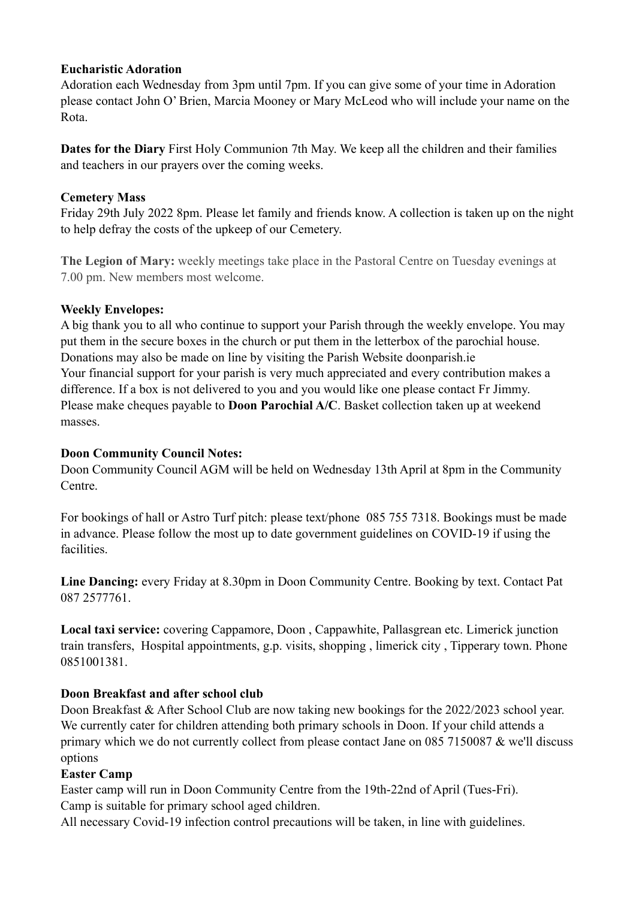**Eucharistic Adoration**
Adoration each Wednesday from 3pm until 7pm. If you can give some of your time in Adoration please contact John O' Brien, Marcia Mooney or Mary McLeod who will include your name on the Rota.

**Dates for the Diary** First Holy Communion 7th May. We keep all the children and their families and teachers in our prayers over the coming weeks.

**Cemetery Mass**
Friday 29th July 2022 8pm. Please let family and friends know. A collection is taken up on the night to help defray the costs of the upkeep of our Cemetery.

**The Legion of Mary:** weekly meetings take place in the Pastoral Centre on Tuesday evenings at 7.00 pm. New members most welcome.

**Weekly Envelopes:**
A big thank you to all who continue to support your Parish through the weekly envelope. You may put them in the secure boxes in the church or put them in the letterbox of the parochial house. Donations may also be made on line by visiting the Parish Website doonparish.ie
Your financial support for your parish is very much appreciated and every contribution makes a difference. If a box is not delivered to you and you would like one please contact Fr Jimmy. Please make cheques payable to **Doon Parochial A/C**. Basket collection taken up at weekend masses.

**Doon Community Council Notes:**
Doon Community Council AGM will be held on Wednesday 13th April at 8pm in the Community Centre.

For bookings of hall or Astro Turf pitch: please text/phone 085 755 7318. Bookings must be made in advance. Please follow the most up to date government guidelines on COVID-19 if using the facilities.

**Line Dancing:** every Friday at 8.30pm in Doon Community Centre. Booking by text. Contact Pat 087 2577761.

**Local taxi service:** covering Cappamore, Doon , Cappawhite, Pallasgrean etc. Limerick junction train transfers, Hospital appointments, g.p. visits, shopping , limerick city , Tipperary town. Phone 0851001381.

**Doon Breakfast and after school club**
Doon Breakfast & After School Club are now taking new bookings for the 2022/2023 school year. We currently cater for children attending both primary schools in Doon. If your child attends a primary which we do not currently collect from please contact Jane on 085 7150087 & we'll discuss options

**Easter Camp**
Easter camp will run in Doon Community Centre from the 19th-22nd of April (Tues-Fri).
Camp is suitable for primary school aged children.
All necessary Covid-19 infection control precautions will be taken, in line with guidelines.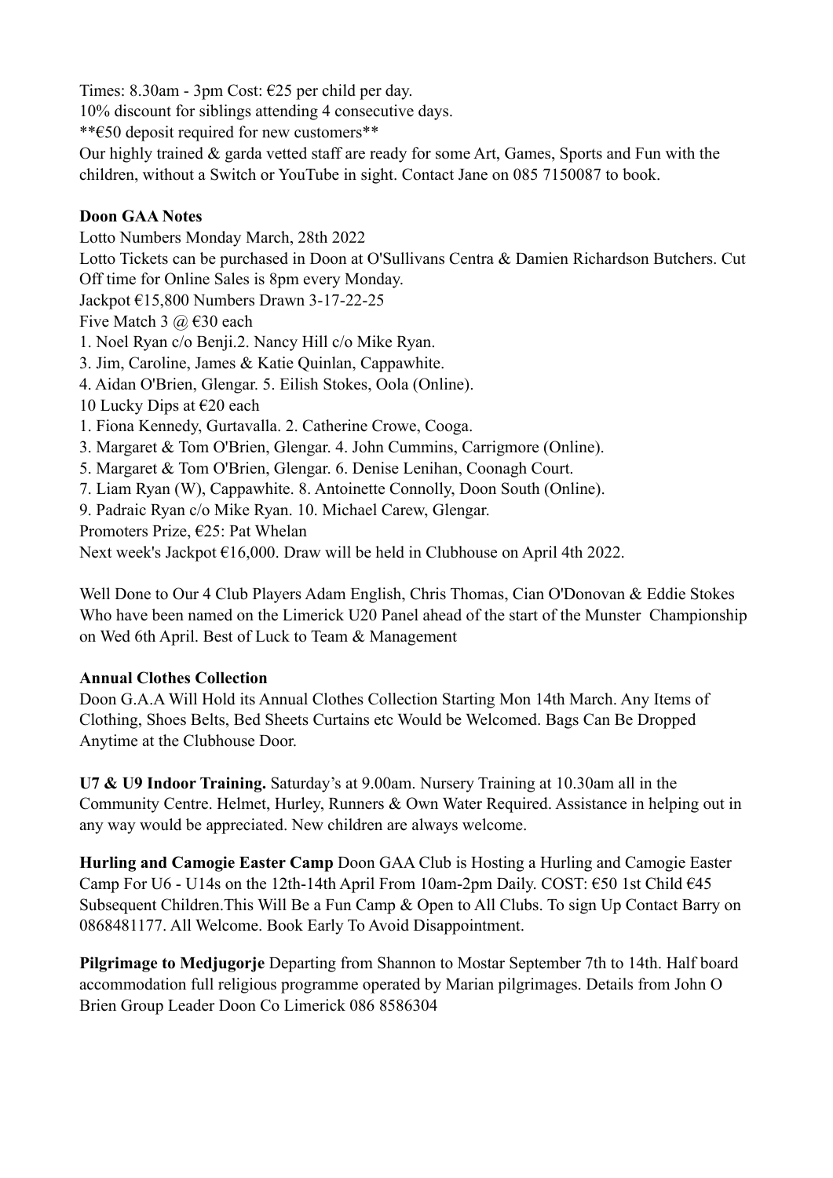Times: 8.30am - 3pm Cost: €25 per child per day.
10% discount for siblings attending 4 consecutive days.
**€50 deposit required for new customers**
Our highly trained & garda vetted staff are ready for some Art, Games, Sports and Fun with the children, without a Switch or YouTube in sight. Contact Jane on 085 7150087 to book.

**Doon GAA Notes**
Lotto Numbers Monday March, 28th 2022
Lotto Tickets can be purchased in Doon at O'Sullivans Centra & Damien Richardson Butchers. Cut Off time for Online Sales is 8pm every Monday.
Jackpot €15,800 Numbers Drawn 3-17-22-25
Five Match 3 @ €30 each
1. Noel Ryan c/o Benji.2. Nancy Hill c/o Mike Ryan.
3. Jim, Caroline, James & Katie Quinlan, Cappawhite.
4. Aidan O'Brien, Glengar. 5. Eilish Stokes, Oola (Online).
10 Lucky Dips at €20 each
1. Fiona Kennedy, Gurtavalla. 2. Catherine Crowe, Cooga.
3. Margaret & Tom O'Brien, Glengar. 4. John Cummins, Carrigmore (Online).
5. Margaret & Tom O'Brien, Glengar. 6. Denise Lenihan, Coonagh Court.
7. Liam Ryan (W), Cappawhite. 8. Antoinette Connolly, Doon South (Online).
9. Padraic Ryan c/o Mike Ryan. 10. Michael Carew, Glengar.
Promoters Prize, €25: Pat Whelan
Next week's Jackpot €16,000. Draw will be held in Clubhouse on April 4th 2022.

Well Done to Our 4 Club Players Adam English, Chris Thomas, Cian O'Donovan & Eddie Stokes Who have been named on the Limerick U20 Panel ahead of the start of the Munster Championship on Wed 6th April. Best of Luck to Team & Management

**Annual Clothes Collection**
Doon G.A.A Will Hold its Annual Clothes Collection Starting Mon 14th March. Any Items of Clothing, Shoes Belts, Bed Sheets Curtains etc Would be Welcomed. Bags Can Be Dropped Anytime at the Clubhouse Door.

**U7 & U9 Indoor Training.** Saturday's at 9.00am. Nursery Training at 10.30am all in the Community Centre. Helmet, Hurley, Runners & Own Water Required. Assistance in helping out in any way would be appreciated. New children are always welcome.

**Hurling and Camogie Easter Camp** Doon GAA Club is Hosting a Hurling and Camogie Easter Camp For U6 - U14s on the 12th-14th April From 10am-2pm Daily. COST: €50 1st Child €45 Subsequent Children.This Will Be a Fun Camp & Open to All Clubs. To sign Up Contact Barry on 0868481177. All Welcome. Book Early To Avoid Disappointment.

**Pilgrimage to Medjugorje** Departing from Shannon to Mostar September 7th to 14th. Half board accommodation full religious programme operated by Marian pilgrimages. Details from John O Brien Group Leader Doon Co Limerick 086 8586304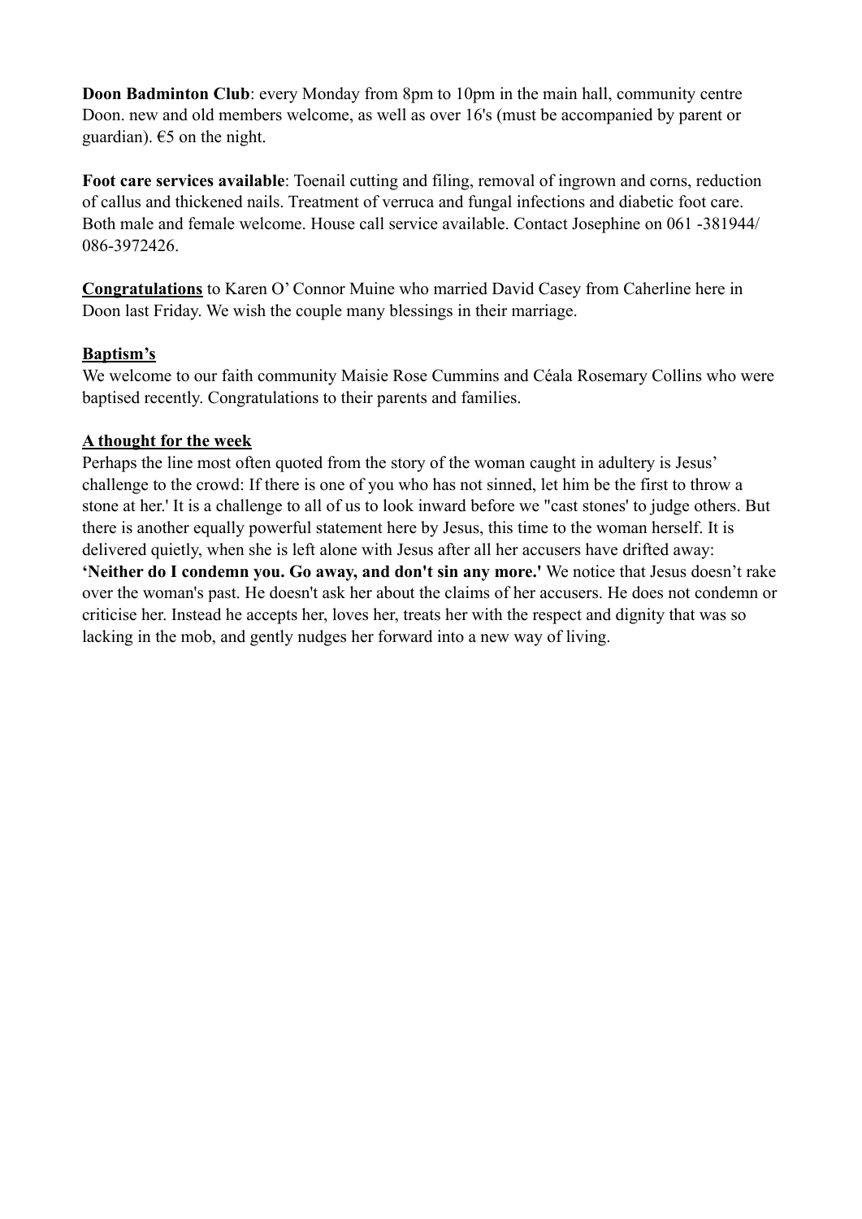**Doon Badminton Club**: every Monday from 8pm to 10pm in the main hall, community centre Doon. new and old members welcome, as well as over 16's (must be accompanied by parent or guardian). €5 on the night.

**Foot care services available**: Toenail cutting and filing, removal of ingrown and corns, reduction of callus and thickened nails. Treatment of verruca and fungal infections and diabetic foot care. Both male and female welcome. House call service available. Contact Josephine on 061 -381944/ 086-3972426.

**Congratulations** to Karen O' Connor Muine who married David Casey from Caherline here in Doon last Friday. We wish the couple many blessings in their marriage.

**Baptism's**

We welcome to our faith community Maisie Rose Cummins and Céala Rosemary Collins who were baptised recently. Congratulations to their parents and families.

**A thought for the week**

Perhaps the line most often quoted from the story of the woman caught in adultery is Jesus' challenge to the crowd: If there is one of you who has not sinned, let him be the first to throw a stone at her.' It is a challenge to all of us to look inward before we "cast stones' to judge others. But there is another equally powerful statement here by Jesus, this time to the woman herself. It is delivered quietly, when she is left alone with Jesus after all her accusers have drifted away: **'Neither do I condemn you. Go away, and don't sin any more.'** We notice that Jesus doesn't rake over the woman's past. He doesn't ask her about the claims of her accusers. He does not condemn or criticise her. Instead he accepts her, loves her, treats her with the respect and dignity that was so lacking in the mob, and gently nudges her forward into a new way of living.